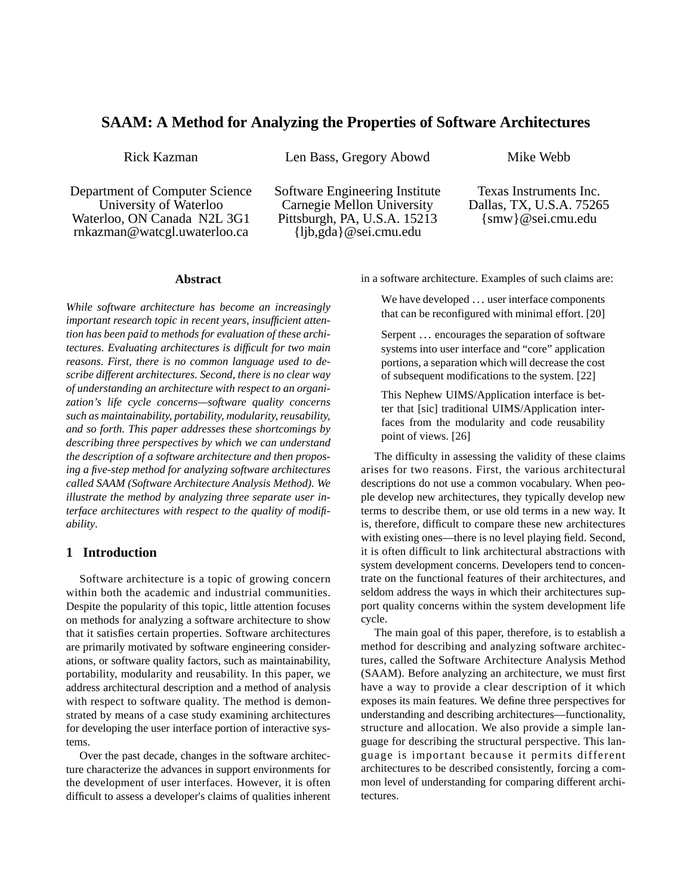# SAAM: A Method for Analyzing the Properties of Software Architectures

Rick Kazman

Department of Computer Science
University of Waterloo
Waterloo, ON Canada N2L 3G1
rnkazman@watcgl.uwaterloo.ca

Len Bass, Gregory Abowd

Software Engineering Institute
Carnegie Mellon University
Pittsburgh, PA, U.S.A. 15213
{ljb,gda}@sei.cmu.edu

Mike Webb

Texas Instruments Inc.
Dallas, TX, U.S.A. 75265
{smw}@sei.cmu.edu

### Abstract

*While software architecture has become an increasingly important research topic in recent years, insufficient attention has been paid to methods for evaluation of these architectures. Evaluating architectures is difficult for two main reasons. First, there is no common language used to describe different architectures. Second, there is no clear way of understanding an architecture with respect to an organization's life cycle concerns—software quality concerns such as maintainability, portability, modularity, reusability, and so forth. This paper addresses these shortcomings by describing three perspectives by which we can understand the description of a software architecture and then proposing a five-step method for analyzing software architectures called SAAM (Software Architecture Analysis Method). We illustrate the method by analyzing three separate user interface architectures with respect to the quality of modifiability.*

## 1 Introduction

Software architecture is a topic of growing concern within both the academic and industrial communities. Despite the popularity of this topic, little attention focuses on methods for analyzing a software architecture to show that it satisfies certain properties. Software architectures are primarily motivated by software engineering considerations, or software quality factors, such as maintainability, portability, modularity and reusability. In this paper, we address architectural description and a method of analysis with respect to software quality. The method is demonstrated by means of a case study examining architectures for developing the user interface portion of interactive systems.

Over the past decade, changes in the software architecture characterize the advances in support environments for the development of user interfaces. However, it is often difficult to assess a developer's claims of qualities inherent in a software architecture. Examples of such claims are:

> We have developed … user interface components that can be reconfigured with minimal effort. [20]

> Serpent … encourages the separation of software systems into user interface and "core" application portions, a separation which will decrease the cost of subsequent modifications to the system. [22]

> This Nephew UIMS/Application interface is better that [sic] traditional UIMS/Application interfaces from the modularity and code reusability point of views. [26]

The difficulty in assessing the validity of these claims arises for two reasons. First, the various architectural descriptions do not use a common vocabulary. When people develop new architectures, they typically develop new terms to describe them, or use old terms in a new way. It is, therefore, difficult to compare these new architectures with existing ones—there is no level playing field. Second, it is often difficult to link architectural abstractions with system development concerns. Developers tend to concentrate on the functional features of their architectures, and seldom address the ways in which their architectures support quality concerns within the system development life cycle.

The main goal of this paper, therefore, is to establish a method for describing and analyzing software architectures, called the Software Architecture Analysis Method (SAAM). Before analyzing an architecture, we must first have a way to provide a clear description of it which exposes its main features. We define three perspectives for understanding and describing architectures—functionality, structure and allocation. We also provide a simple language for describing the structural perspective. This language is important because it permits different architectures to be described consistently, forcing a common level of understanding for comparing different architectures.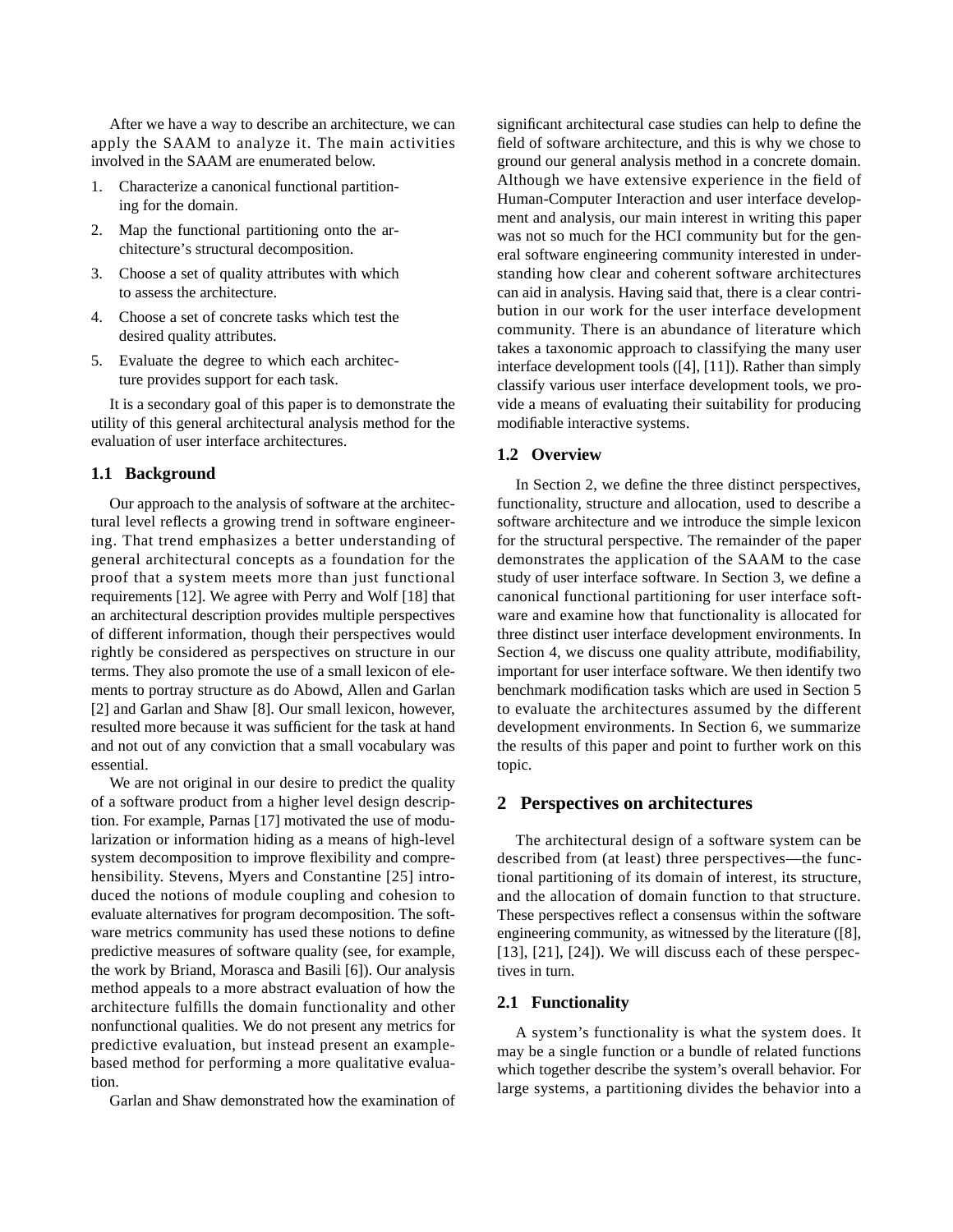After we have a way to describe an architecture, we can apply the SAAM to analyze it. The main activities involved in the SAAM are enumerated below.

1. Characterize a canonical functional partitioning for the domain.
2. Map the functional partitioning onto the architecture's structural decomposition.
3. Choose a set of quality attributes with which to assess the architecture.
4. Choose a set of concrete tasks which test the desired quality attributes.
5. Evaluate the degree to which each architecture provides support for each task.

It is a secondary goal of this paper is to demonstrate the utility of this general architectural analysis method for the evaluation of user interface architectures.

### 1.1 Background

Our approach to the analysis of software at the architectural level reflects a growing trend in software engineering. That trend emphasizes a better understanding of general architectural concepts as a foundation for the proof that a system meets more than just functional requirements [12]. We agree with Perry and Wolf [18] that an architectural description provides multiple perspectives of different information, though their perspectives would rightly be considered as perspectives on structure in our terms. They also promote the use of a small lexicon of elements to portray structure as do Abowd, Allen and Garlan [2] and Garlan and Shaw [8]. Our small lexicon, however, resulted more because it was sufficient for the task at hand and not out of any conviction that a small vocabulary was essential.

We are not original in our desire to predict the quality of a software product from a higher level design description. For example, Parnas [17] motivated the use of modularization or information hiding as a means of high-level system decomposition to improve flexibility and comprehensibility. Stevens, Myers and Constantine [25] introduced the notions of module coupling and cohesion to evaluate alternatives for program decomposition. The software metrics community has used these notions to define predictive measures of software quality (see, for example, the work by Briand, Morasca and Basili [6]). Our analysis method appeals to a more abstract evaluation of how the architecture fulfills the domain functionality and other nonfunctional qualities. We do not present any metrics for predictive evaluation, but instead present an example-based method for performing a more qualitative evaluation.

Garlan and Shaw demonstrated how the examination of significant architectural case studies can help to define the field of software architecture, and this is why we chose to ground our general analysis method in a concrete domain. Although we have extensive experience in the field of Human-Computer Interaction and user interface development and analysis, our main interest in writing this paper was not so much for the HCI community but for the general software engineering community interested in understanding how clear and coherent software architectures can aid in analysis. Having said that, there is a clear contribution in our work for the user interface development community. There is an abundance of literature which takes a taxonomic approach to classifying the many user interface development tools ([4], [11]). Rather than simply classify various user interface development tools, we provide a means of evaluating their suitability for producing modifiable interactive systems.

### 1.2 Overview

In Section 2, we define the three distinct perspectives, functionality, structure and allocation, used to describe a software architecture and we introduce the simple lexicon for the structural perspective. The remainder of the paper demonstrates the application of the SAAM to the case study of user interface software. In Section 3, we define a canonical functional partitioning for user interface software and examine how that functionality is allocated for three distinct user interface development environments. In Section 4, we discuss one quality attribute, modifiability, important for user interface software. We then identify two benchmark modification tasks which are used in Section 5 to evaluate the architectures assumed by the different development environments. In Section 6, we summarize the results of this paper and point to further work on this topic.

## 2 Perspectives on architectures

The architectural design of a software system can be described from (at least) three perspectives—the functional partitioning of its domain of interest, its structure, and the allocation of domain function to that structure. These perspectives reflect a consensus within the software engineering community, as witnessed by the literature ([8], [13], [21], [24]). We will discuss each of these perspectives in turn.

### 2.1 Functionality

A system's functionality is what the system does. It may be a single function or a bundle of related functions which together describe the system's overall behavior. For large systems, a partitioning divides the behavior into a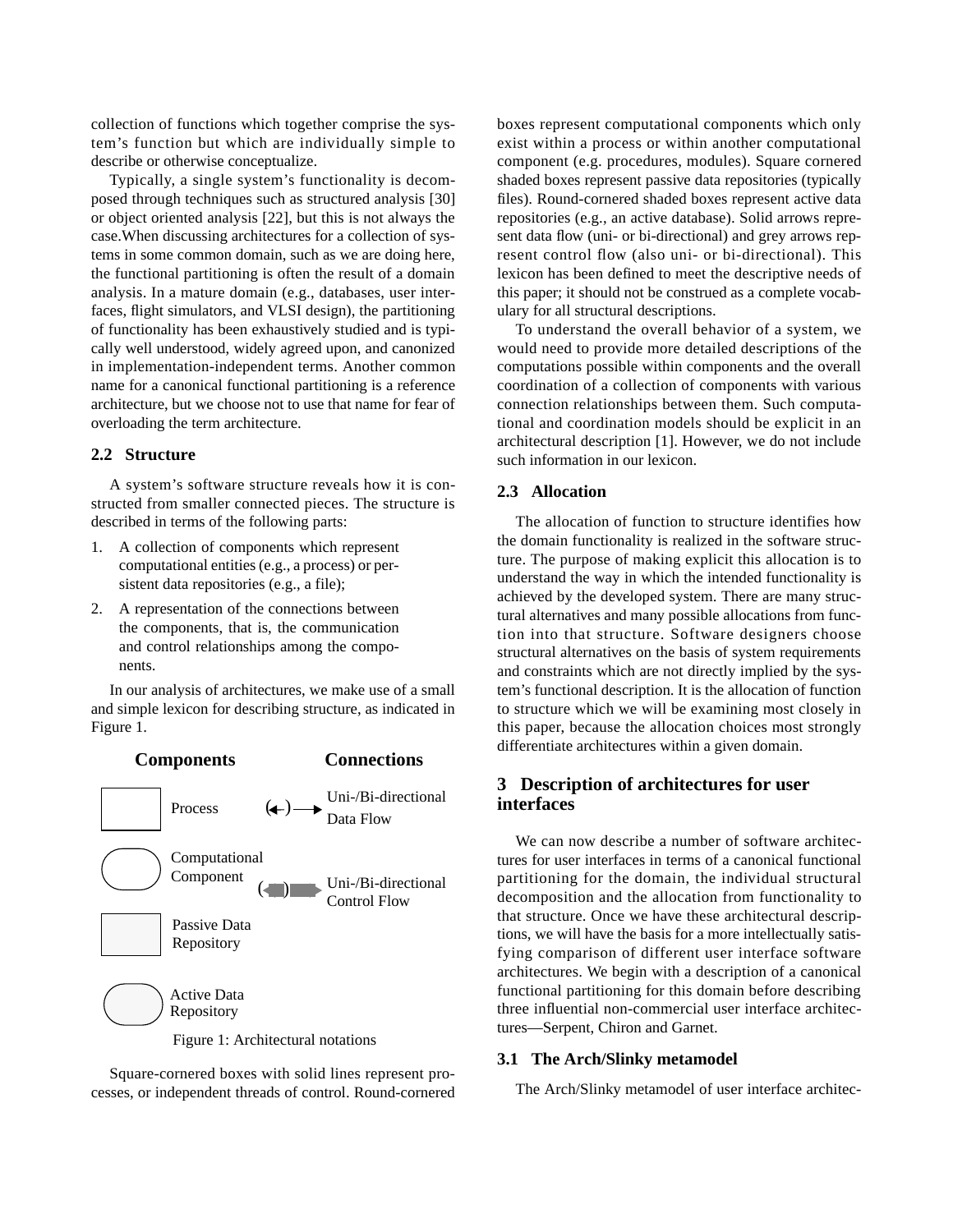collection of functions which together comprise the system's function but which are individually simple to describe or otherwise conceptualize.

Typically, a single system's functionality is decomposed through techniques such as structured analysis [30] or object oriented analysis [22], but this is not always the case.When discussing architectures for a collection of systems in some common domain, such as we are doing here, the functional partitioning is often the result of a domain analysis. In a mature domain (e.g., databases, user interfaces, flight simulators, and VLSI design), the partitioning of functionality has been exhaustively studied and is typically well understood, widely agreed upon, and canonized in implementation-independent terms. Another common name for a canonical functional partitioning is a reference architecture, but we choose not to use that name for fear of overloading the term architecture.

### 2.2 Structure

A system's software structure reveals how it is constructed from smaller connected pieces. The structure is described in terms of the following parts:

1. A collection of components which represent computational entities (e.g., a process) or persistent data repositories (e.g., a file);
2. A representation of the connections between the components, that is, the communication and control relationships among the components.

In our analysis of architectures, we make use of a small and simple lexicon for describing structure, as indicated in Figure 1.

| Components | Connections |
|---|---|
| Process | Uni-/Bi-directional Data Flow |
| Computational Component | Uni-/Bi-directional Control Flow |
| Passive Data Repository | |
| Active Data Repository | |

Figure 1: Architectural notations

Square-cornered boxes with solid lines represent processes, or independent threads of control. Round-cornered boxes represent computational components which only exist within a process or within another computational component (e.g. procedures, modules). Square cornered shaded boxes represent passive data repositories (typically files). Round-cornered shaded boxes represent active data repositories (e.g., an active database). Solid arrows represent data flow (uni- or bi-directional) and grey arrows represent control flow (also uni- or bi-directional). This lexicon has been defined to meet the descriptive needs of this paper; it should not be construed as a complete vocabulary for all structural descriptions.

To understand the overall behavior of a system, we would need to provide more detailed descriptions of the computations possible within components and the overall coordination of a collection of components with various connection relationships between them. Such computational and coordination models should be explicit in an architectural description [1]. However, we do not include such information in our lexicon.

### 2.3 Allocation

The allocation of function to structure identifies how the domain functionality is realized in the software structure. The purpose of making explicit this allocation is to understand the way in which the intended functionality is achieved by the developed system. There are many structural alternatives and many possible allocations from function into that structure. Software designers choose structural alternatives on the basis of system requirements and constraints which are not directly implied by the system's functional description. It is the allocation of function to structure which we will be examining most closely in this paper, because the allocation choices most strongly differentiate architectures within a given domain.

## 3 Description of architectures for user interfaces

We can now describe a number of software architectures for user interfaces in terms of a canonical functional partitioning for the domain, the individual structural decomposition and the allocation from functionality to that structure. Once we have these architectural descriptions, we will have the basis for a more intellectually satisfying comparison of different user interface software architectures. We begin with a description of a canonical functional partitioning for this domain before describing three influential non-commercial user interface architectures—Serpent, Chiron and Garnet.

### 3.1 The Arch/Slinky metamodel

The Arch/Slinky metamodel of user interface architec-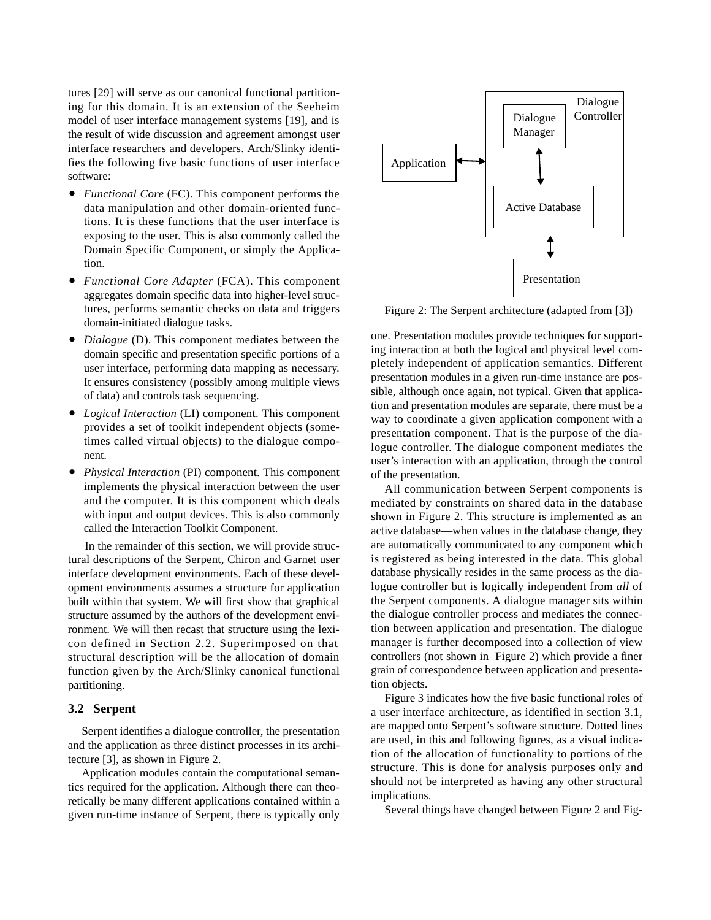tures [29] will serve as our canonical functional partitioning for this domain. It is an extension of the Seeheim model of user interface management systems [19], and is the result of wide discussion and agreement amongst user interface researchers and developers. Arch/Slinky identifies the following five basic functions of user interface software:

- *Functional Core* (FC). This component performs the data manipulation and other domain-oriented functions. It is these functions that the user interface is exposing to the user. This is also commonly called the Domain Specific Component, or simply the Application.
- *Functional Core Adapter* (FCA). This component aggregates domain specific data into higher-level structures, performs semantic checks on data and triggers domain-initiated dialogue tasks.
- *Dialogue* (D). This component mediates between the domain specific and presentation specific portions of a user interface, performing data mapping as necessary. It ensures consistency (possibly among multiple views of data) and controls task sequencing.
- *Logical Interaction* (LI) component. This component provides a set of toolkit independent objects (sometimes called virtual objects) to the dialogue component.
- *Physical Interaction* (PI) component. This component implements the physical interaction between the user and the computer. It is this component which deals with input and output devices. This is also commonly called the Interaction Toolkit Component.

In the remainder of this section, we will provide structural descriptions of the Serpent, Chiron and Garnet user interface development environments. Each of these development environments assumes a structure for application built within that system. We will first show that graphical structure assumed by the authors of the development environment. We will then recast that structure using the lexicon defined in Section 2.2. Superimposed on that structural description will be the allocation of domain function given by the Arch/Slinky canonical functional partitioning.

### 3.2 Serpent

Serpent identifies a dialogue controller, the presentation and the application as three distinct processes in its architecture [3], as shown in Figure 2.

Application modules contain the computational semantics required for the application. Although there can theoretically be many different applications contained within a given run-time instance of Serpent, there is typically only one. Presentation modules provide techniques for supporting interaction at both the logical and physical level completely independent of application semantics. Different presentation modules in a given run-time instance are possible, although once again, not typical. Given that application and presentation modules are separate, there must be a way to coordinate a given application component with a presentation component. That is the purpose of the dialogue controller. The dialogue component mediates the user's interaction with an application, through the control of the presentation.

Dialogue Controller | Dialogue Manager | Application | Active Database | Presentation

Figure 2: The Serpent architecture (adapted from [3])

All communication between Serpent components is mediated by constraints on shared data in the database shown in Figure 2. This structure is implemented as an active database—when values in the database change, they are automatically communicated to any component which is registered as being interested in the data. This global database physically resides in the same process as the dialogue controller but is logically independent from *all* of the Serpent components. A dialogue manager sits within the dialogue controller process and mediates the connection between application and presentation. The dialogue manager is further decomposed into a collection of view controllers (not shown in Figure 2) which provide a finer grain of correspondence between application and presentation objects.

Figure 3 indicates how the five basic functional roles of a user interface architecture, as identified in section 3.1, are mapped onto Serpent's software structure. Dotted lines are used, in this and following figures, as a visual indication of the allocation of functionality to portions of the structure. This is done for analysis purposes only and should not be interpreted as having any other structural implications.

Several things have changed between Figure 2 and Fig-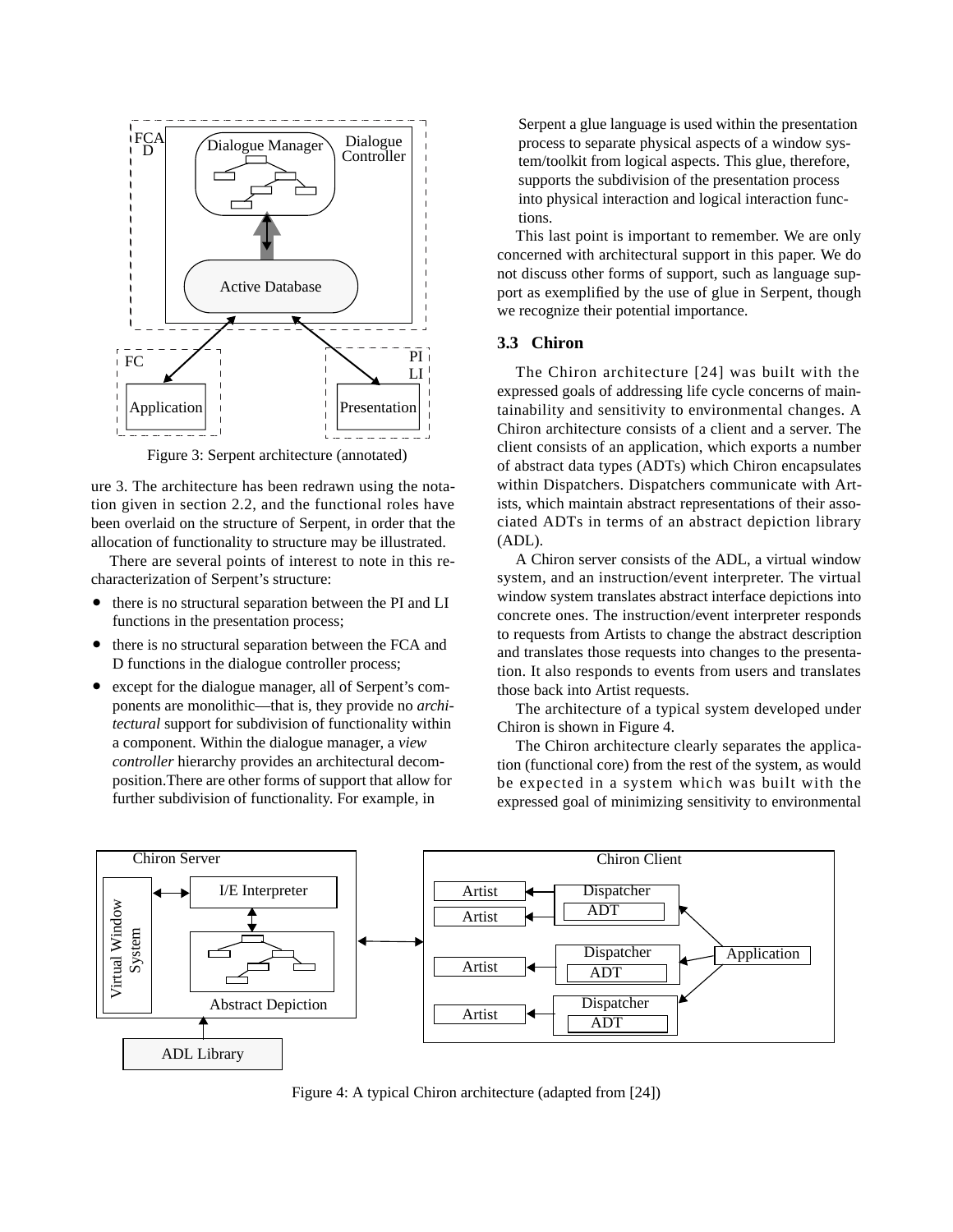Figure 3: Serpent architecture (annotated)

ure 3. The architecture has been redrawn using the notation given in section 2.2, and the functional roles have been overlaid on the structure of Serpent, in order that the allocation of functionality to structure may be illustrated.

There are several points of interest to note in this re-characterization of Serpent's structure:

- there is no structural separation between the PI and LI functions in the presentation process;
- there is no structural separation between the FCA and D functions in the dialogue controller process;
- except for the dialogue manager, all of Serpent's components are monolithic—that is, they provide no *architectural* support for subdivision of functionality within a component. Within the dialogue manager, a *view controller* hierarchy provides an architectural decomposition.There are other forms of support that allow for further subdivision of functionality. For example, in Serpent a glue language is used within the presentation process to separate physical aspects of a window system/toolkit from logical aspects. This glue, therefore, supports the subdivision of the presentation process into physical interaction and logical interaction functions.

This last point is important to remember. We are only concerned with architectural support in this paper. We do not discuss other forms of support, such as language support as exemplified by the use of glue in Serpent, though we recognize their potential importance.

### 3.3 Chiron

The Chiron architecture [24] was built with the expressed goals of addressing life cycle concerns of maintainability and sensitivity to environmental changes. A Chiron architecture consists of a client and a server. The client consists of an application, which exports a number of abstract data types (ADTs) which Chiron encapsulates within Dispatchers. Dispatchers communicate with Artists, which maintain abstract representations of their associated ADTs in terms of an abstract depiction library (ADL).

A Chiron server consists of the ADL, a virtual window system, and an instruction/event interpreter. The virtual window system translates abstract interface depictions into concrete ones. The instruction/event interpreter responds to requests from Artists to change the abstract description and translates those requests into changes to the presentation. It also responds to events from users and translates those back into Artist requests.

The architecture of a typical system developed under Chiron is shown in Figure 4.

The Chiron architecture clearly separates the application (functional core) from the rest of the system, as would be expected in a system which was built with the expressed goal of minimizing sensitivity to environmental

Figure 4: A typical Chiron architecture (adapted from [24])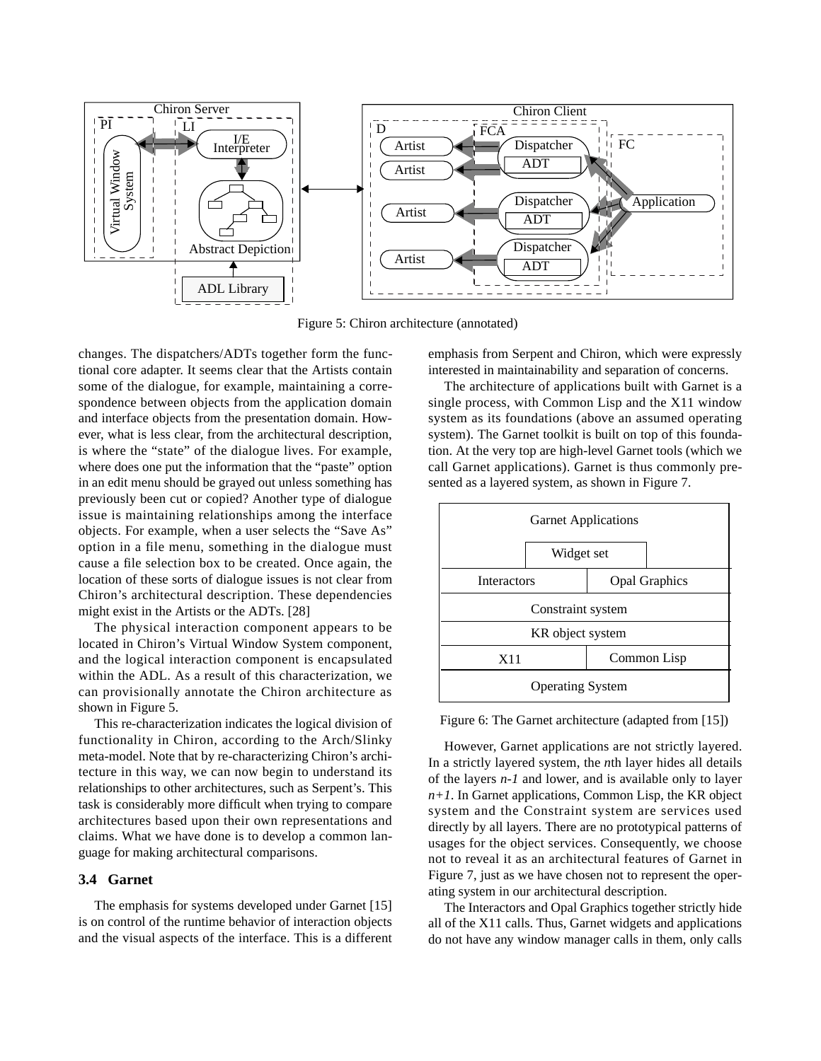Figure 5: Chiron architecture (annotated)

changes. The dispatchers/ADTs together form the functional core adapter. It seems clear that the Artists contain some of the dialogue, for example, maintaining a correspondence between objects from the application domain and interface objects from the presentation domain. However, what is less clear, from the architectural description, is where the "state" of the dialogue lives. For example, where does one put the information that the "paste" option in an edit menu should be grayed out unless something has previously been cut or copied? Another type of dialogue issue is maintaining relationships among the interface objects. For example, when a user selects the "Save As" option in a file menu, something in the dialogue must cause a file selection box to be created. Once again, the location of these sorts of dialogue issues is not clear from Chiron's architectural description. These dependencies might exist in the Artists or the ADTs. [28]

The physical interaction component appears to be located in Chiron's Virtual Window System component, and the logical interaction component is encapsulated within the ADL. As a result of this characterization, we can provisionally annotate the Chiron architecture as shown in Figure 5.

This re-characterization indicates the logical division of functionality in Chiron, according to the Arch/Slinky meta-model. Note that by re-characterizing Chiron's architecture in this way, we can now begin to understand its relationships to other architectures, such as Serpent's. This task is considerably more difficult when trying to compare architectures based upon their own representations and claims. What we have done is to develop a common language for making architectural comparisons.

### 3.4 Garnet

The emphasis for systems developed under Garnet [15] is on control of the runtime behavior of interaction objects and the visual aspects of the interface. This is a different emphasis from Serpent and Chiron, which were expressly interested in maintainability and separation of concerns.

The architecture of applications built with Garnet is a single process, with Common Lisp and the X11 window system as its foundations (above an assumed operating system). The Garnet toolkit is built on top of this foundation. At the very top are high-level Garnet tools (which we call Garnet applications). Garnet is thus commonly presented as a layered system, as shown in Figure 7.

| Garnet Applications | |
|---|---|
| Widget set | |
| Interactors | Opal Graphics |
| Constraint system | |
| KR object system | |
| X11 | Common Lisp |
| Operating System | |

Figure 6: The Garnet architecture (adapted from [15])

However, Garnet applications are not strictly layered. In a strictly layered system, the *n*th layer hides all details of the layers *n-1* and lower, and is available only to layer *n+1*. In Garnet applications, Common Lisp, the KR object system and the Constraint system are services used directly by all layers. There are no prototypical patterns of usages for the object services. Consequently, we choose not to reveal it as an architectural features of Garnet in Figure 7, just as we have chosen not to represent the operating system in our architectural description.

The Interactors and Opal Graphics together strictly hide all of the X11 calls. Thus, Garnet widgets and applications do not have any window manager calls in them, only calls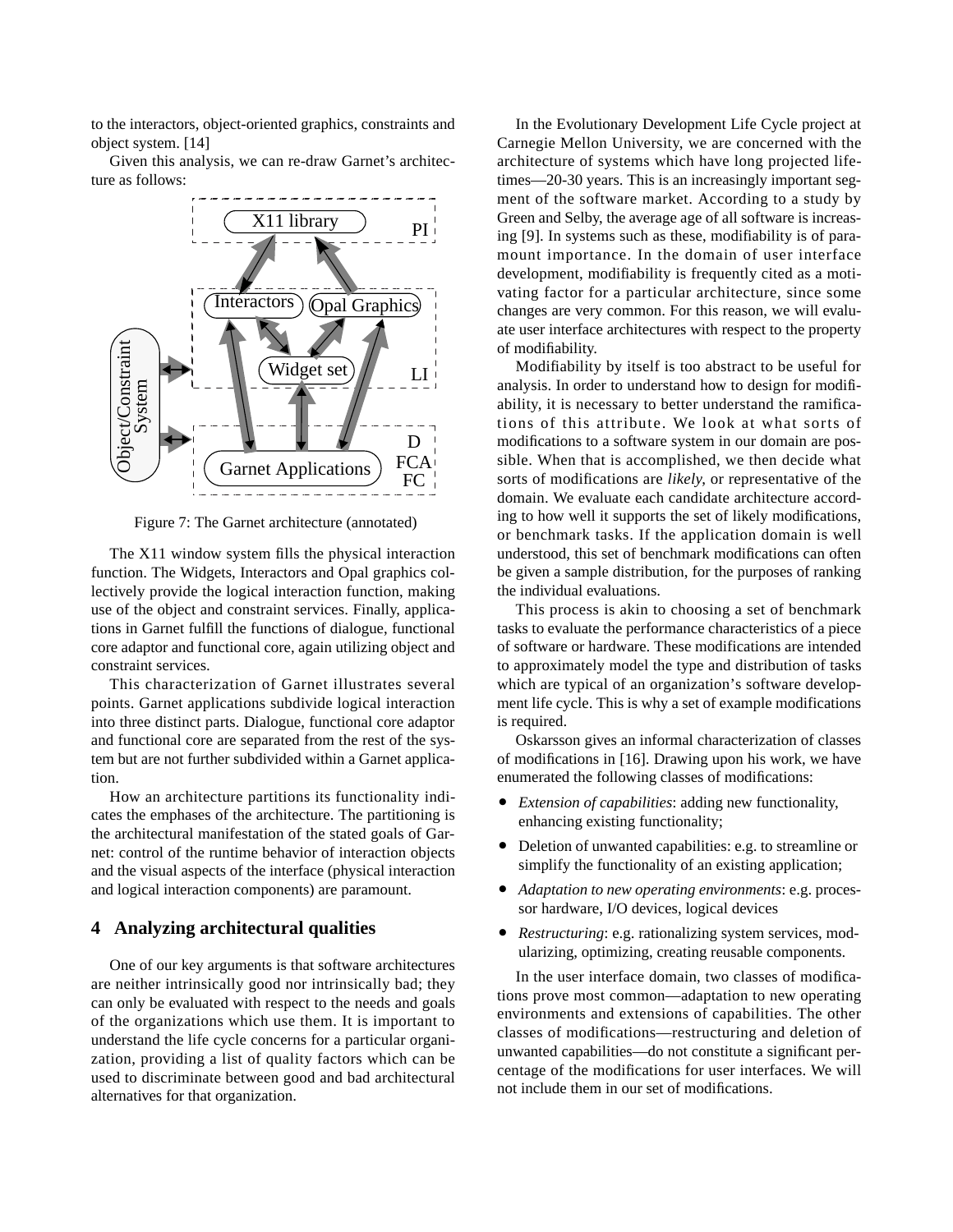to the interactors, object-oriented graphics, constraints and object system. [14]

Given this analysis, we can re-draw Garnet's architecture as follows:

Figure 7: The Garnet architecture (annotated)

The X11 window system fills the physical interaction function. The Widgets, Interactors and Opal graphics collectively provide the logical interaction function, making use of the object and constraint services. Finally, applications in Garnet fulfill the functions of dialogue, functional core adaptor and functional core, again utilizing object and constraint services.

This characterization of Garnet illustrates several points. Garnet applications subdivide logical interaction into three distinct parts. Dialogue, functional core adaptor and functional core are separated from the rest of the system but are not further subdivided within a Garnet application.

How an architecture partitions its functionality indicates the emphases of the architecture. The partitioning is the architectural manifestation of the stated goals of Garnet: control of the runtime behavior of interaction objects and the visual aspects of the interface (physical interaction and logical interaction components) are paramount.

## 4 Analyzing architectural qualities

One of our key arguments is that software architectures are neither intrinsically good nor intrinsically bad; they can only be evaluated with respect to the needs and goals of the organizations which use them. It is important to understand the life cycle concerns for a particular organization, providing a list of quality factors which can be used to discriminate between good and bad architectural alternatives for that organization.

In the Evolutionary Development Life Cycle project at Carnegie Mellon University, we are concerned with the architecture of systems which have long projected lifetimes—20-30 years. This is an increasingly important segment of the software market. According to a study by Green and Selby, the average age of all software is increasing [9]. In systems such as these, modifiability is of paramount importance. In the domain of user interface development, modifiability is frequently cited as a motivating factor for a particular architecture, since some changes are very common. For this reason, we will evaluate user interface architectures with respect to the property of modifiability.

Modifiability by itself is too abstract to be useful for analysis. In order to understand how to design for modifiability, it is necessary to better understand the ramifications of this attribute. We look at what sorts of modifications to a software system in our domain are possible. When that is accomplished, we then decide what sorts of modifications are *likely*, or representative of the domain. We evaluate each candidate architecture according to how well it supports the set of likely modifications, or benchmark tasks. If the application domain is well understood, this set of benchmark modifications can often be given a sample distribution, for the purposes of ranking the individual evaluations.

This process is akin to choosing a set of benchmark tasks to evaluate the performance characteristics of a piece of software or hardware. These modifications are intended to approximately model the type and distribution of tasks which are typical of an organization's software development life cycle. This is why a set of example modifications is required.

Oskarsson gives an informal characterization of classes of modifications in [16]. Drawing upon his work, we have enumerated the following classes of modifications:

- *Extension of capabilities*: adding new functionality, enhancing existing functionality;
- Deletion of unwanted capabilities: e.g. to streamline or simplify the functionality of an existing application;
- *Adaptation to new operating environments*: e.g. processor hardware, I/O devices, logical devices
- *Restructuring*: e.g. rationalizing system services, modularizing, optimizing, creating reusable components.

In the user interface domain, two classes of modifications prove most common—adaptation to new operating environments and extensions of capabilities. The other classes of modifications—restructuring and deletion of unwanted capabilities—do not constitute a significant percentage of the modifications for user interfaces. We will not include them in our set of modifications.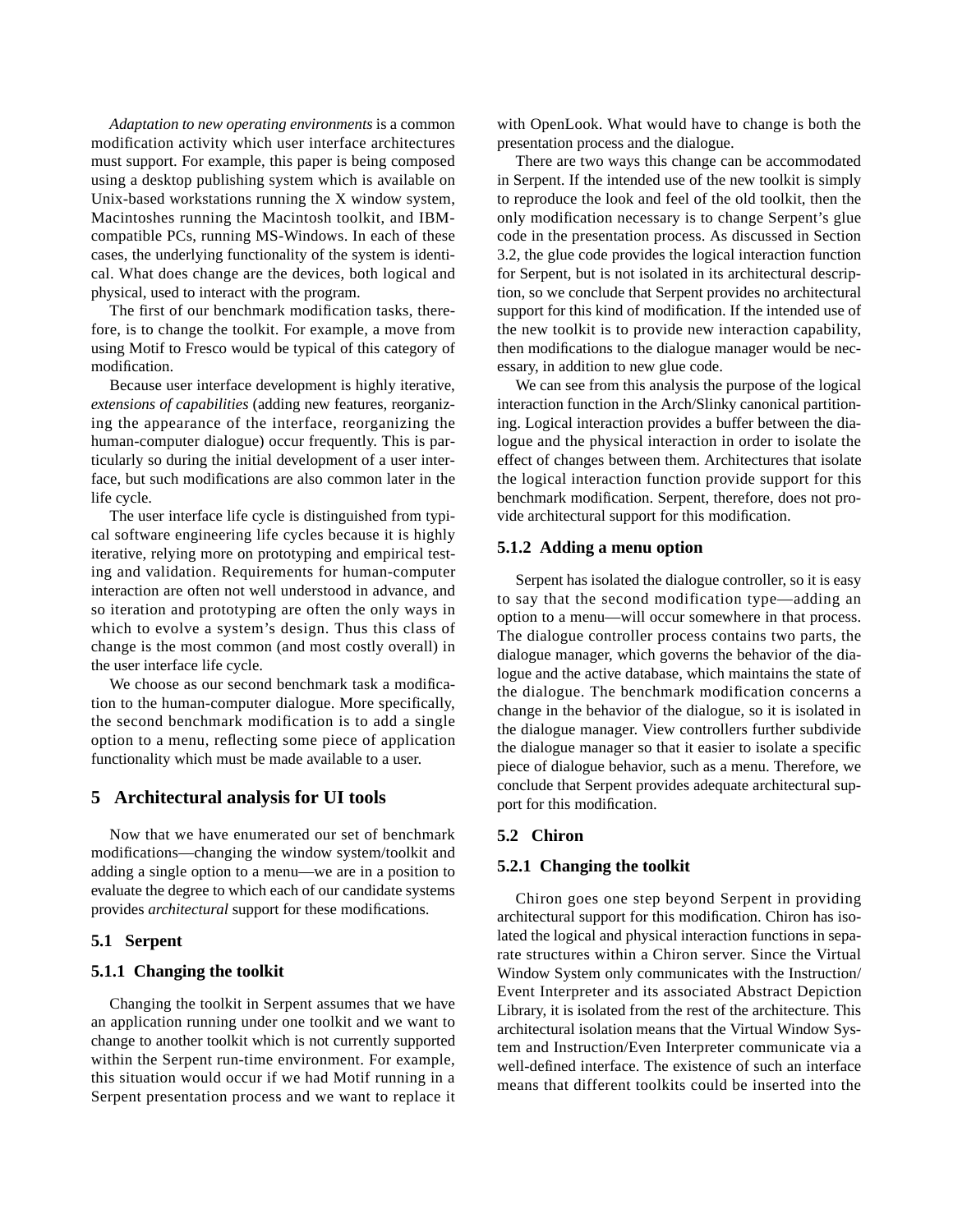*Adaptation to new operating environments* is a common modification activity which user interface architectures must support. For example, this paper is being composed using a desktop publishing system which is available on Unix-based workstations running the X window system, Macintoshes running the Macintosh toolkit, and IBM-compatible PCs, running MS-Windows. In each of these cases, the underlying functionality of the system is identical. What does change are the devices, both logical and physical, used to interact with the program.

The first of our benchmark modification tasks, therefore, is to change the toolkit. For example, a move from using Motif to Fresco would be typical of this category of modification.

Because user interface development is highly iterative, *extensions of capabilities* (adding new features, reorganizing the appearance of the interface, reorganizing the human-computer dialogue) occur frequently. This is particularly so during the initial development of a user interface, but such modifications are also common later in the life cycle.

The user interface life cycle is distinguished from typical software engineering life cycles because it is highly iterative, relying more on prototyping and empirical testing and validation. Requirements for human-computer interaction are often not well understood in advance, and so iteration and prototyping are often the only ways in which to evolve a system's design. Thus this class of change is the most common (and most costly overall) in the user interface life cycle.

We choose as our second benchmark task a modification to the human-computer dialogue. More specifically, the second benchmark modification is to add a single option to a menu, reflecting some piece of application functionality which must be made available to a user.

## 5 Architectural analysis for UI tools

Now that we have enumerated our set of benchmark modifications—changing the window system/toolkit and adding a single option to a menu—we are in a position to evaluate the degree to which each of our candidate systems provides *architectural* support for these modifications.

### 5.1 Serpent

#### 5.1.1 Changing the toolkit

Changing the toolkit in Serpent assumes that we have an application running under one toolkit and we want to change to another toolkit which is not currently supported within the Serpent run-time environment. For example, this situation would occur if we had Motif running in a Serpent presentation process and we want to replace it with OpenLook. What would have to change is both the presentation process and the dialogue.

There are two ways this change can be accommodated in Serpent. If the intended use of the new toolkit is simply to reproduce the look and feel of the old toolkit, then the only modification necessary is to change Serpent's glue code in the presentation process. As discussed in Section 3.2, the glue code provides the logical interaction function for Serpent, but is not isolated in its architectural description, so we conclude that Serpent provides no architectural support for this kind of modification. If the intended use of the new toolkit is to provide new interaction capability, then modifications to the dialogue manager would be necessary, in addition to new glue code.

We can see from this analysis the purpose of the logical interaction function in the Arch/Slinky canonical partitioning. Logical interaction provides a buffer between the dialogue and the physical interaction in order to isolate the effect of changes between them. Architectures that isolate the logical interaction function provide support for this benchmark modification. Serpent, therefore, does not provide architectural support for this modification.

#### 5.1.2 Adding a menu option

Serpent has isolated the dialogue controller, so it is easy to say that the second modification type—adding an option to a menu—will occur somewhere in that process. The dialogue controller process contains two parts, the dialogue manager, which governs the behavior of the dialogue and the active database, which maintains the state of the dialogue. The benchmark modification concerns a change in the behavior of the dialogue, so it is isolated in the dialogue manager. View controllers further subdivide the dialogue manager so that it easier to isolate a specific piece of dialogue behavior, such as a menu. Therefore, we conclude that Serpent provides adequate architectural support for this modification.

### 5.2 Chiron

#### 5.2.1 Changing the toolkit

Chiron goes one step beyond Serpent in providing architectural support for this modification. Chiron has isolated the logical and physical interaction functions in separate structures within a Chiron server. Since the Virtual Window System only communicates with the Instruction/Event Interpreter and its associated Abstract Depiction Library, it is isolated from the rest of the architecture. This architectural isolation means that the Virtual Window System and Instruction/Even Interpreter communicate via a well-defined interface. The existence of such an interface means that different toolkits could be inserted into the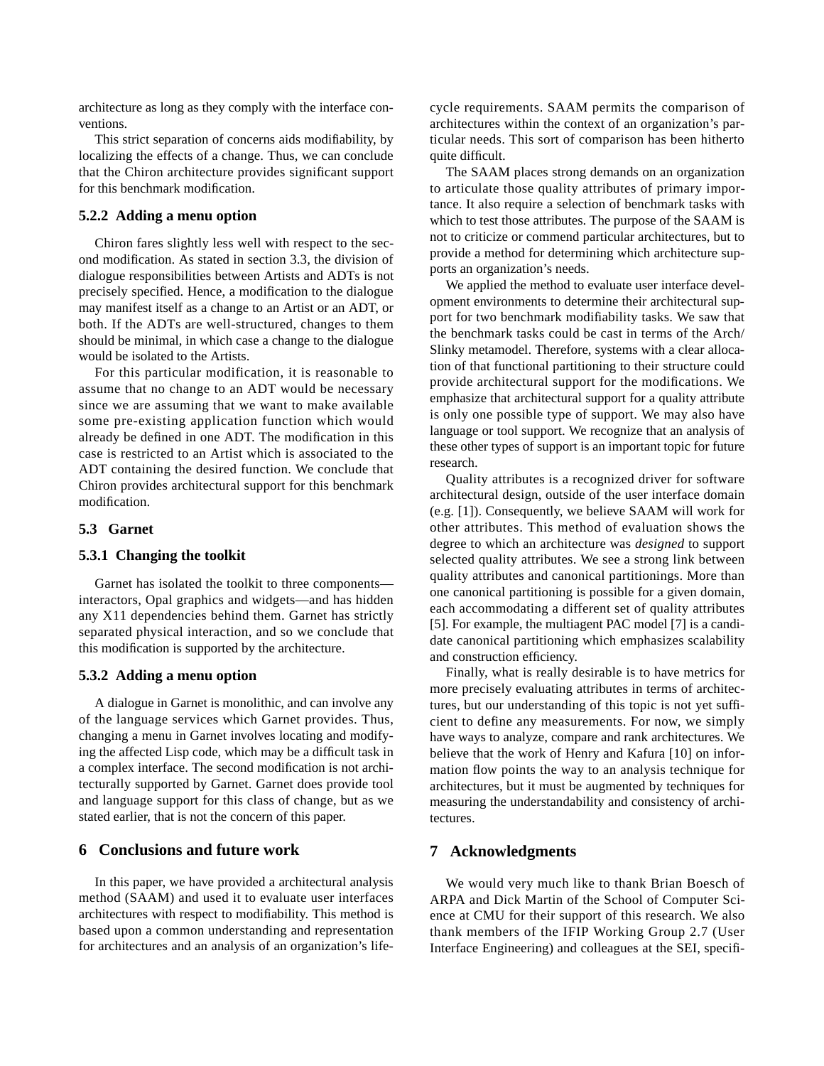architecture as long as they comply with the interface conventions.

This strict separation of concerns aids modifiability, by localizing the effects of a change. Thus, we can conclude that the Chiron architecture provides significant support for this benchmark modification.

### 5.2.2 Adding a menu option

Chiron fares slightly less well with respect to the second modification. As stated in section 3.3, the division of dialogue responsibilities between Artists and ADTs is not precisely specified. Hence, a modification to the dialogue may manifest itself as a change to an Artist or an ADT, or both. If the ADTs are well-structured, changes to them should be minimal, in which case a change to the dialogue would be isolated to the Artists.

For this particular modification, it is reasonable to assume that no change to an ADT would be necessary since we are assuming that we want to make available some pre-existing application function which would already be defined in one ADT. The modification in this case is restricted to an Artist which is associated to the ADT containing the desired function. We conclude that Chiron provides architectural support for this benchmark modification.

### 5.3 Garnet

### 5.3.1 Changing the toolkit

Garnet has isolated the toolkit to three components—interactors, Opal graphics and widgets—and has hidden any X11 dependencies behind them. Garnet has strictly separated physical interaction, and so we conclude that this modification is supported by the architecture.

### 5.3.2 Adding a menu option

A dialogue in Garnet is monolithic, and can involve any of the language services which Garnet provides. Thus, changing a menu in Garnet involves locating and modifying the affected Lisp code, which may be a difficult task in a complex interface. The second modification is not architecturally supported by Garnet. Garnet does provide tool and language support for this class of change, but as we stated earlier, that is not the concern of this paper.

## 6 Conclusions and future work

In this paper, we have provided a architectural analysis method (SAAM) and used it to evaluate user interfaces architectures with respect to modifiability. This method is based upon a common understanding and representation for architectures and an analysis of an organization's life-cycle requirements. SAAM permits the comparison of architectures within the context of an organization's particular needs. This sort of comparison has been hitherto quite difficult.

The SAAM places strong demands on an organization to articulate those quality attributes of primary importance. It also require a selection of benchmark tasks with which to test those attributes. The purpose of the SAAM is not to criticize or commend particular architectures, but to provide a method for determining which architecture supports an organization's needs.

We applied the method to evaluate user interface development environments to determine their architectural support for two benchmark modifiability tasks. We saw that the benchmark tasks could be cast in terms of the Arch/Slinky metamodel. Therefore, systems with a clear allocation of that functional partitioning to their structure could provide architectural support for the modifications. We emphasize that architectural support for a quality attribute is only one possible type of support. We may also have language or tool support. We recognize that an analysis of these other types of support is an important topic for future research.

Quality attributes is a recognized driver for software architectural design, outside of the user interface domain (e.g. [1]). Consequently, we believe SAAM will work for other attributes. This method of evaluation shows the degree to which an architecture was *designed* to support selected quality attributes. We see a strong link between quality attributes and canonical partitionings. More than one canonical partitioning is possible for a given domain, each accommodating a different set of quality attributes [5]. For example, the multiagent PAC model [7] is a candidate canonical partitioning which emphasizes scalability and construction efficiency.

Finally, what is really desirable is to have metrics for more precisely evaluating attributes in terms of architectures, but our understanding of this topic is not yet sufficient to define any measurements. For now, we simply have ways to analyze, compare and rank architectures. We believe that the work of Henry and Kafura [10] on information flow points the way to an analysis technique for architectures, but it must be augmented by techniques for measuring the understandability and consistency of architectures.

## 7 Acknowledgments

We would very much like to thank Brian Boesch of ARPA and Dick Martin of the School of Computer Science at CMU for their support of this research. We also thank members of the IFIP Working Group 2.7 (User Interface Engineering) and colleagues at the SEI, specifi-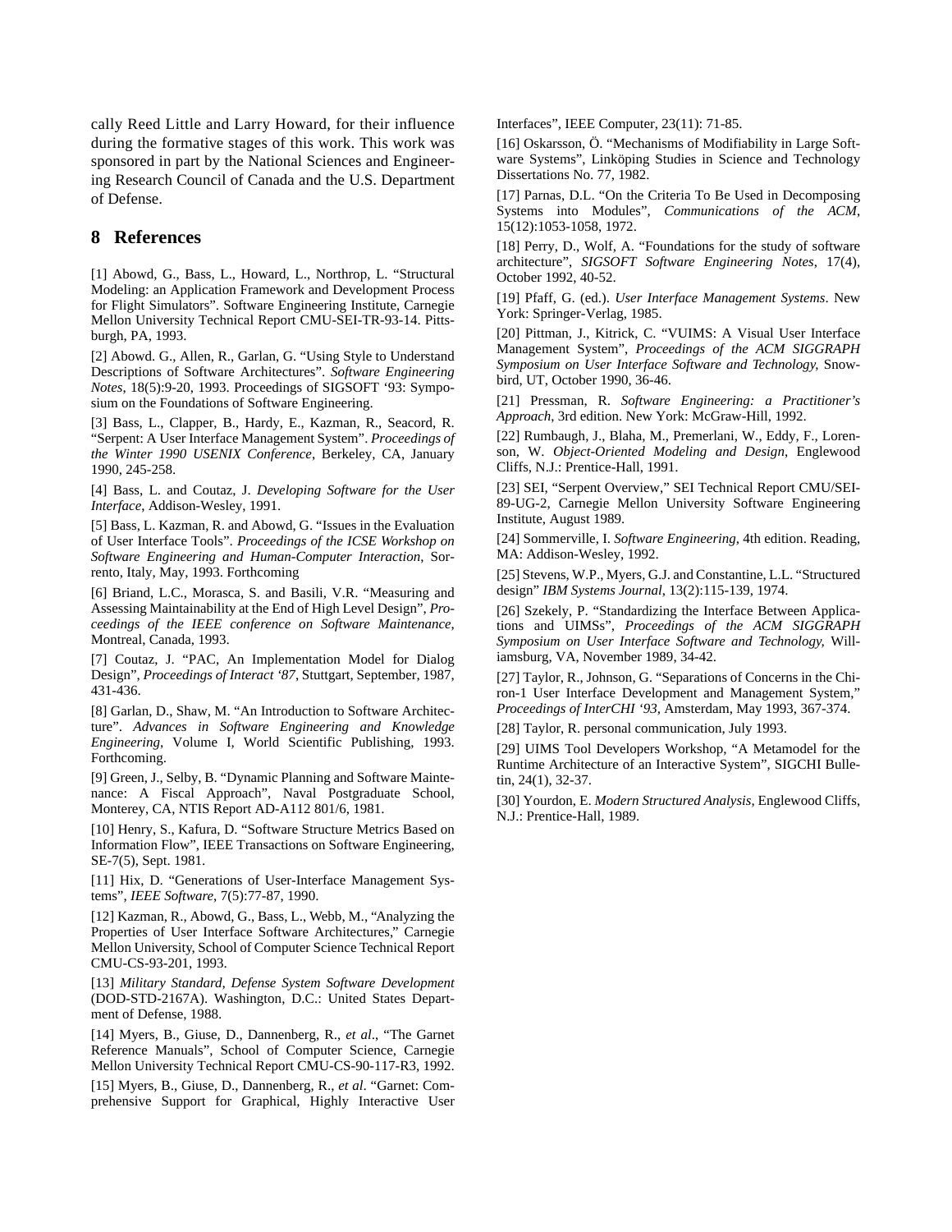cally Reed Little and Larry Howard, for their influence during the formative stages of this work. This work was sponsored in part by the National Sciences and Engineering Research Council of Canada and the U.S. Department of Defense.

## 8 References

[1] Abowd, G., Bass, L., Howard, L., Northrop, L. "Structural Modeling: an Application Framework and Development Process for Flight Simulators". Software Engineering Institute, Carnegie Mellon University Technical Report CMU-SEI-TR-93-14. Pittsburgh, PA, 1993.

[2] Abowd. G., Allen, R., Garlan, G. "Using Style to Understand Descriptions of Software Architectures". *Software Engineering Notes*, 18(5):9-20, 1993. Proceedings of SIGSOFT '93: Symposium on the Foundations of Software Engineering.

[3] Bass, L., Clapper, B., Hardy, E., Kazman, R., Seacord, R. "Serpent: A User Interface Management System". *Proceedings of the Winter 1990 USENIX Conference*, Berkeley, CA, January 1990, 245-258.

[4] Bass, L. and Coutaz, J. *Developing Software for the User Interface*, Addison-Wesley, 1991.

[5] Bass, L. Kazman, R. and Abowd, G. "Issues in the Evaluation of User Interface Tools". *Proceedings of the ICSE Workshop on Software Engineering and Human-Computer Interaction*, Sorrento, Italy, May, 1993. Forthcoming

[6] Briand, L.C., Morasca, S. and Basili, V.R. "Measuring and Assessing Maintainability at the End of High Level Design", *Proceedings of the IEEE conference on Software Maintenance*, Montreal, Canada, 1993.

[7] Coutaz, J. "PAC, An Implementation Model for Dialog Design", *Proceedings of Interact '87*, Stuttgart, September, 1987, 431-436.

[8] Garlan, D., Shaw, M. "An Introduction to Software Architecture". *Advances in Software Engineering and Knowledge Engineering*, Volume I, World Scientific Publishing, 1993. Forthcoming.

[9] Green, J., Selby, B. "Dynamic Planning and Software Maintenance: A Fiscal Approach", Naval Postgraduate School, Monterey, CA, NTIS Report AD-A112 801/6, 1981.

[10] Henry, S., Kafura, D. "Software Structure Metrics Based on Information Flow", IEEE Transactions on Software Engineering, SE-7(5), Sept. 1981.

[11] Hix, D. "Generations of User-Interface Management Systems", *IEEE Software*, 7(5):77-87, 1990.

[12] Kazman, R., Abowd, G., Bass, L., Webb, M., "Analyzing the Properties of User Interface Software Architectures," Carnegie Mellon University, School of Computer Science Technical Report CMU-CS-93-201, 1993.

[13] *Military Standard, Defense System Software Development* (DOD-STD-2167A). Washington, D.C.: United States Department of Defense, 1988.

[14] Myers, B., Giuse, D., Dannenberg, R., *et al*., "The Garnet Reference Manuals", School of Computer Science, Carnegie Mellon University Technical Report CMU-CS-90-117-R3, 1992.

[15] Myers, B., Giuse, D., Dannenberg, R., *et al*. "Garnet: Comprehensive Support for Graphical, Highly Interactive User Interfaces", IEEE Computer, 23(11): 71-85.

[16] Oskarsson, Ö. "Mechanisms of Modifiability in Large Software Systems", Linköping Studies in Science and Technology Dissertations No. 77, 1982.

[17] Parnas, D.L. "On the Criteria To Be Used in Decomposing Systems into Modules", *Communications of the ACM*, 15(12):1053-1058, 1972.

[18] Perry, D., Wolf, A. "Foundations for the study of software architecture", *SIGSOFT Software Engineering Notes*, 17(4), October 1992, 40-52.

[19] Pfaff, G. (ed.). *User Interface Management Systems*. New York: Springer-Verlag, 1985.

[20] Pittman, J., Kitrick, C. "VUIMS: A Visual User Interface Management System", *Proceedings of the ACM SIGGRAPH Symposium on User Interface Software and Technology,* Snowbird, UT, October 1990, 36-46.

[21] Pressman, R. *Software Engineering: a Practitioner's Approach*, 3rd edition. New York: McGraw-Hill, 1992.

[22] Rumbaugh, J., Blaha, M., Premerlani, W., Eddy, F., Lorenson, W. *Object-Oriented Modeling and Design*, Englewood Cliffs, N.J.: Prentice-Hall, 1991.

[23] SEI, "Serpent Overview," SEI Technical Report CMU/SEI-89-UG-2, Carnegie Mellon University Software Engineering Institute, August 1989.

[24] Sommerville, I. *Software Engineering*, 4th edition. Reading, MA: Addison-Wesley, 1992.

[25] Stevens, W.P., Myers, G.J. and Constantine, L.L. "Structured design" *IBM Systems Journal*, 13(2):115-139, 1974.

[26] Szekely, P. "Standardizing the Interface Between Applications and UIMSs", *Proceedings of the ACM SIGGRAPH Symposium on User Interface Software and Technology,* Williamsburg, VA, November 1989, 34-42.

[27] Taylor, R., Johnson, G. "Separations of Concerns in the Chiron-1 User Interface Development and Management System," *Proceedings of InterCHI '93*, Amsterdam, May 1993, 367-374.

[28] Taylor, R. personal communication, July 1993.

[29] UIMS Tool Developers Workshop, "A Metamodel for the Runtime Architecture of an Interactive System", SIGCHI Bulletin, 24(1), 32-37.

[30] Yourdon, E. *Modern Structured Analysis*, Englewood Cliffs, N.J.: Prentice-Hall, 1989.